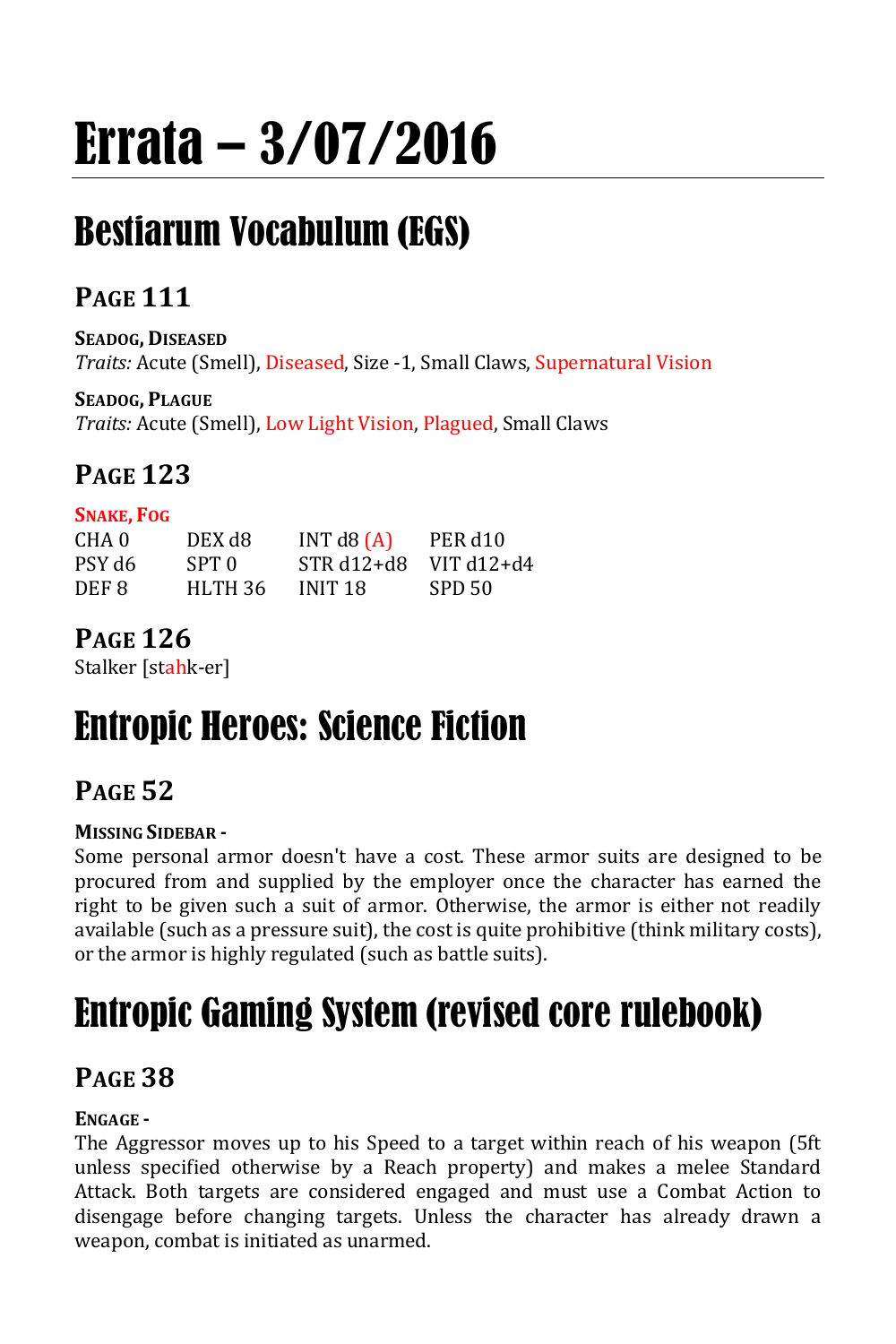# Errata – 3/07/2016

## Bestiarum Vocabulum (EGS)

### Page 111

**Seadog, Diseased**
*Traits:* Acute (Smell), Diseased, Size -1, Small Claws, Supernatural Vision

**Seadog, Plague**
*Traits:* Acute (Smell), Low Light Vision, Plagued, Small Claws

### Page 123

**Snake, Fog**

| | | | |
|---|---|---|---|
| CHA 0 | DEX d8 | INT d8 (A) | PER d10 |
| PSY d6 | SPT 0 | STR d12+d8 | VIT d12+d4 |
| DEF 8 | HLTH 36 | INIT 18 | SPD 50 |

### Page 126

Stalker [stahk-er]

## Entropic Heroes: Science Fiction

### Page 52

**Missing Sidebar -**
Some personal armor doesn't have a cost. These armor suits are designed to be procured from and supplied by the employer once the character has earned the right to be given such a suit of armor. Otherwise, the armor is either not readily available (such as a pressure suit), the cost is quite prohibitive (think military costs), or the armor is highly regulated (such as battle suits).

## Entropic Gaming System (revised core rulebook)

### Page 38

**Engage -**
The Aggressor moves up to his Speed to a target within reach of his weapon (5ft unless specified otherwise by a Reach property) and makes a melee Standard Attack. Both targets are considered engaged and must use a Combat Action to disengage before changing targets. Unless the character has already drawn a weapon, combat is initiated as unarmed.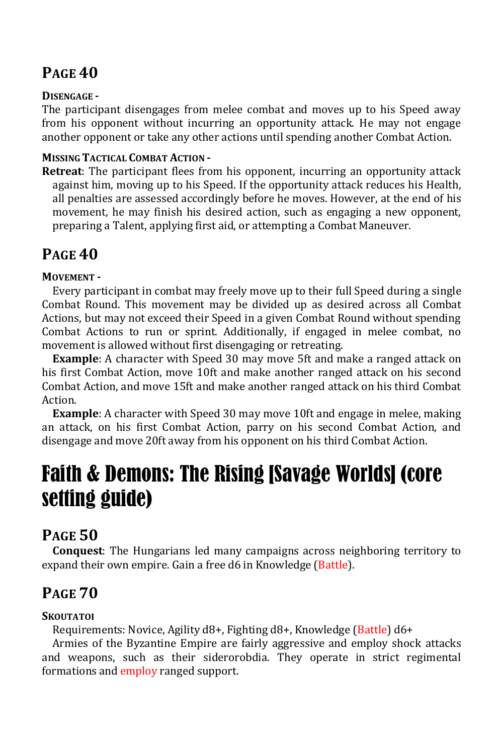## Page 40

#### Disengage -

The participant disengages from melee combat and moves up to his Speed away from his opponent without incurring an opportunity attack. He may not engage another opponent or take any other actions until spending another Combat Action.

#### Missing Tactical Combat Action -

**Retreat**: The participant flees from his opponent, incurring an opportunity attack against him, moving up to his Speed. If the opportunity attack reduces his Health, all penalties are assessed accordingly before he moves. However, at the end of his movement, he may finish his desired action, such as engaging a new opponent, preparing a Talent, applying first aid, or attempting a Combat Maneuver.

## Page 40

#### Movement -

Every participant in combat may freely move up to their full Speed during a single Combat Round. This movement may be divided up as desired across all Combat Actions, but may not exceed their Speed in a given Combat Round without spending Combat Actions to run or sprint. Additionally, if engaged in melee combat, no movement is allowed without first disengaging or retreating.

**Example**: A character with Speed 30 may move 5ft and make a ranged attack on his first Combat Action, move 10ft and make another ranged attack on his second Combat Action, and move 15ft and make another ranged attack on his third Combat Action.

**Example**: A character with Speed 30 may move 10ft and engage in melee, making an attack, on his first Combat Action, parry on his second Combat Action, and disengage and move 20ft away from his opponent on his third Combat Action.

# Faith & Demons: The Rising [Savage Worlds] (core setting guide)

## Page 50

**Conquest**: The Hungarians led many campaigns across neighboring territory to expand their own empire. Gain a free d6 in Knowledge (Battle).

## Page 70

#### Skoutatoi

Requirements: Novice, Agility d8+, Fighting d8+, Knowledge (Battle) d6+

Armies of the Byzantine Empire are fairly aggressive and employ shock attacks and weapons, such as their siderorobdia. They operate in strict regimental formations and employ ranged support.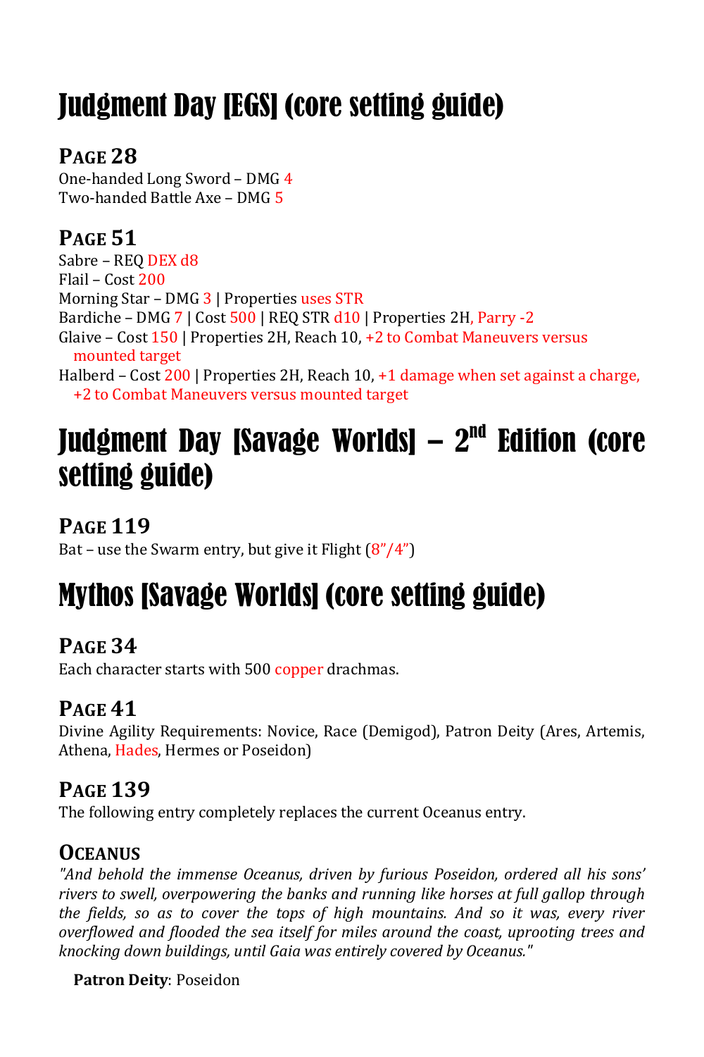# Judgment Day [EGS] (core setting guide)

## Page 28

One-handed Long Sword – DMG 4
Two-handed Battle Axe – DMG 5

## Page 51

Sabre – REQ DEX d8
Flail – Cost 200
Morning Star – DMG 3 | Properties uses STR
Bardiche – DMG 7 | Cost 500 | REQ STR d10 | Properties 2H, Parry -2
Glaive – Cost 150 | Properties 2H, Reach 10, +2 to Combat Maneuvers versus mounted target
Halberd – Cost 200 | Properties 2H, Reach 10, +1 damage when set against a charge, +2 to Combat Maneuvers versus mounted target

# Judgment Day [Savage Worlds] – 2nd Edition (core setting guide)

## Page 119

Bat – use the Swarm entry, but give it Flight (8”/4”)

# Mythos [Savage Worlds] (core setting guide)

## Page 34

Each character starts with 500 copper drachmas.

## Page 41

Divine Agility Requirements: Novice, Race (Demigod), Patron Deity (Ares, Artemis, Athena, Hades, Hermes or Poseidon)

## Page 139

The following entry completely replaces the current Oceanus entry.

### Oceanus

*"And behold the immense Oceanus, driven by furious Poseidon, ordered all his sons' rivers to swell, overpowering the banks and running like horses at full gallop through the fields, so as to cover the tops of high mountains. And so it was, every river overflowed and flooded the sea itself for miles around the coast, uprooting trees and knocking down buildings, until Gaia was entirely covered by Oceanus."*

**Patron Deity**: Poseidon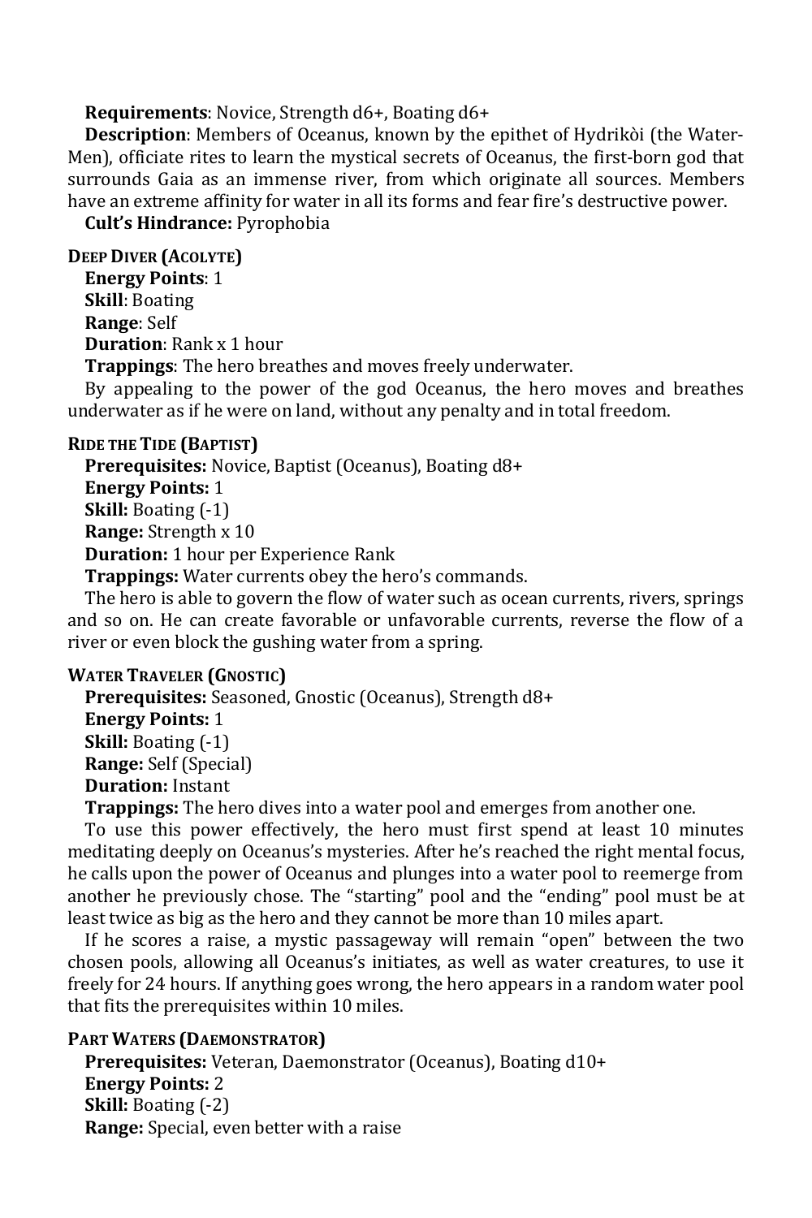**Requirements**: Novice, Strength d6+, Boating d6+

**Description**: Members of Oceanus, known by the epithet of Hydrikòi (the Water-Men), officiate rites to learn the mystical secrets of Oceanus, the first-born god that surrounds Gaia as an immense river, from which originate all sources. Members have an extreme affinity for water in all its forms and fear fire's destructive power.

**Cult's Hindrance:** Pyrophobia

#### Deep Diver (Acolyte)

**Energy Points**: 1
**Skill**: Boating
**Range**: Self
**Duration**: Rank x 1 hour
**Trappings**: The hero breathes and moves freely underwater.

By appealing to the power of the god Oceanus, the hero moves and breathes underwater as if he were on land, without any penalty and in total freedom.

#### Ride the Tide (Baptist)

**Prerequisites:** Novice, Baptist (Oceanus), Boating d8+
**Energy Points:** 1
**Skill:** Boating (-1)
**Range:** Strength x 10
**Duration:** 1 hour per Experience Rank
**Trappings:** Water currents obey the hero's commands.

The hero is able to govern the flow of water such as ocean currents, rivers, springs and so on. He can create favorable or unfavorable currents, reverse the flow of a river or even block the gushing water from a spring.

#### Water Traveler (Gnostic)

**Prerequisites:** Seasoned, Gnostic (Oceanus), Strength d8+
**Energy Points:** 1
**Skill:** Boating (-1)
**Range:** Self (Special)
**Duration:** Instant
**Trappings:** The hero dives into a water pool and emerges from another one.

To use this power effectively, the hero must first spend at least 10 minutes meditating deeply on Oceanus's mysteries. After he's reached the right mental focus, he calls upon the power of Oceanus and plunges into a water pool to reemerge from another he previously chose. The "starting" pool and the "ending" pool must be at least twice as big as the hero and they cannot be more than 10 miles apart.

If he scores a raise, a mystic passageway will remain "open" between the two chosen pools, allowing all Oceanus's initiates, as well as water creatures, to use it freely for 24 hours. If anything goes wrong, the hero appears in a random water pool that fits the prerequisites within 10 miles.

#### Part Waters (Daemonstrator)

**Prerequisites:** Veteran, Daemonstrator (Oceanus), Boating d10+
**Energy Points:** 2
**Skill:** Boating (-2)
**Range:** Special, even better with a raise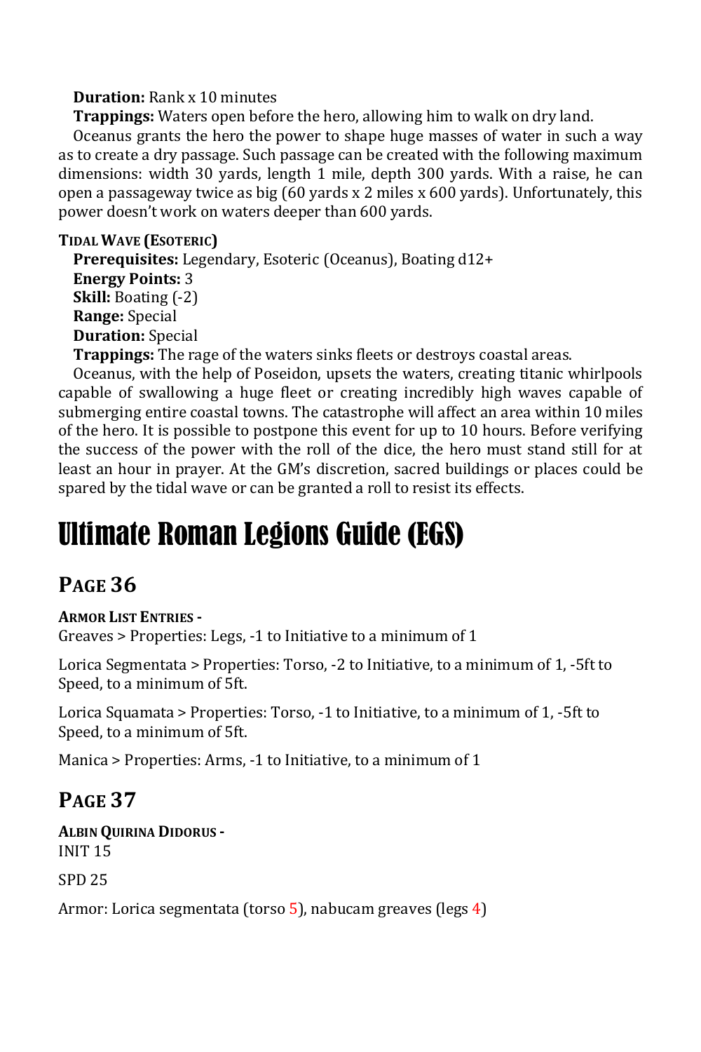**Duration:** Rank x 10 minutes

**Trappings:** Waters open before the hero, allowing him to walk on dry land.

Oceanus grants the hero the power to shape huge masses of water in such a way as to create a dry passage. Such passage can be created with the following maximum dimensions: width 30 yards, length 1 mile, depth 300 yards. With a raise, he can open a passageway twice as big (60 yards x 2 miles x 600 yards). Unfortunately, this power doesn't work on waters deeper than 600 yards.

**TIDAL WAVE (ESOTERIC)**

**Prerequisites:** Legendary, Esoteric (Oceanus), Boating d12+

**Energy Points:** 3

**Skill:** Boating (-2)

**Range:** Special

**Duration:** Special

**Trappings:** The rage of the waters sinks fleets or destroys coastal areas.

Oceanus, with the help of Poseidon, upsets the waters, creating titanic whirlpools capable of swallowing a huge fleet or creating incredibly high waves capable of submerging entire coastal towns. The catastrophe will affect an area within 10 miles of the hero. It is possible to postpone this event for up to 10 hours. Before verifying the success of the power with the roll of the dice, the hero must stand still for at least an hour in prayer. At the GM's discretion, sacred buildings or places could be spared by the tidal wave or can be granted a roll to resist its effects.

# Ultimate Roman Legions Guide (EGS)

## PAGE 36

**ARMOR LIST ENTRIES -**

Greaves > Properties: Legs, -1 to Initiative to a minimum of 1

Lorica Segmentata > Properties: Torso, -2 to Initiative, to a minimum of 1, -5ft to Speed, to a minimum of 5ft.

Lorica Squamata > Properties: Torso, -1 to Initiative, to a minimum of 1, -5ft to Speed, to a minimum of 5ft.

Manica > Properties: Arms, -1 to Initiative, to a minimum of 1

## PAGE 37

**ALBIN QUIRINA DIDORUS -**

INIT 15

SPD 25

Armor: Lorica segmentata (torso 5), nabucam greaves (legs 4)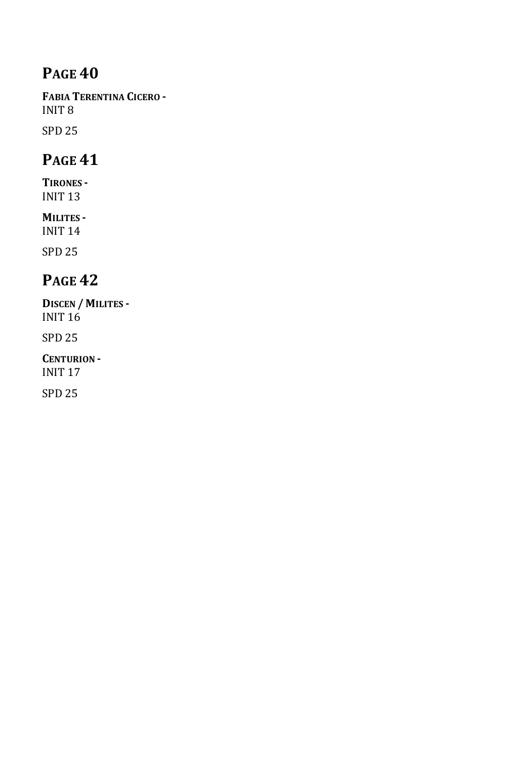## Page 40

**Fabia Terentina Cicero -**
INIT 8

SPD 25

## Page 41

**Tirones -**
INIT 13

**Milites -**
INIT 14

SPD 25

## Page 42

**Discen / Milites -**
INIT 16

SPD 25

**Centurion -**
INIT 17

SPD 25